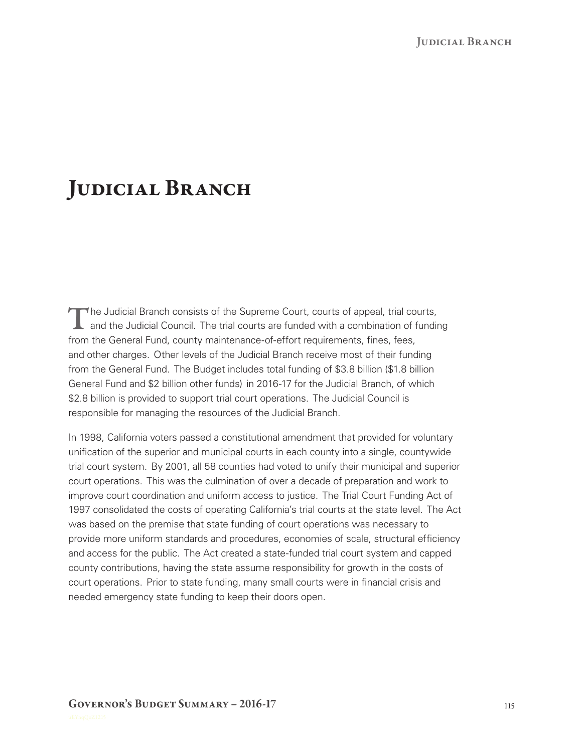# Judicial Branch

The Judicial Branch consists of the Supreme Court, courts of appeal, trial courts, and the Judicial Council. The trial courts are funded with a combination of funding from the General Fund, county maintenance-of-effort requirements, fines, fees, and other charges. Other levels of the Judicial Branch receive most of their funding from the General Fund. The Budget includes total funding of $3.8 billion ($1.8 billion General Fund and $2 billion other funds) in 2016-17 for the Judicial Branch, of which $2.8 billion is provided to support trial court operations. The Judicial Council is responsible for managing the resources of the Judicial Branch.

In 1998, California voters passed a constitutional amendment that provided for voluntary unification of the superior and municipal courts in each county into a single, countywide trial court system. By 2001, all 58 counties had voted to unify their municipal and superior court operations. This was the culmination of over a decade of preparation and work to improve court coordination and uniform access to justice. The Trial Court Funding Act of 1997 consolidated the costs of operating California's trial courts at the state level. The Act was based on the premise that state funding of court operations was necessary to provide more uniform standards and procedures, economies of scale, structural efficiency and access for the public. The Act created a state-funded trial court system and capped county contributions, having the state assume responsibility for growth in the costs of court operations. Prior to state funding, many small courts were in financial crisis and needed emergency state funding to keep their doors open.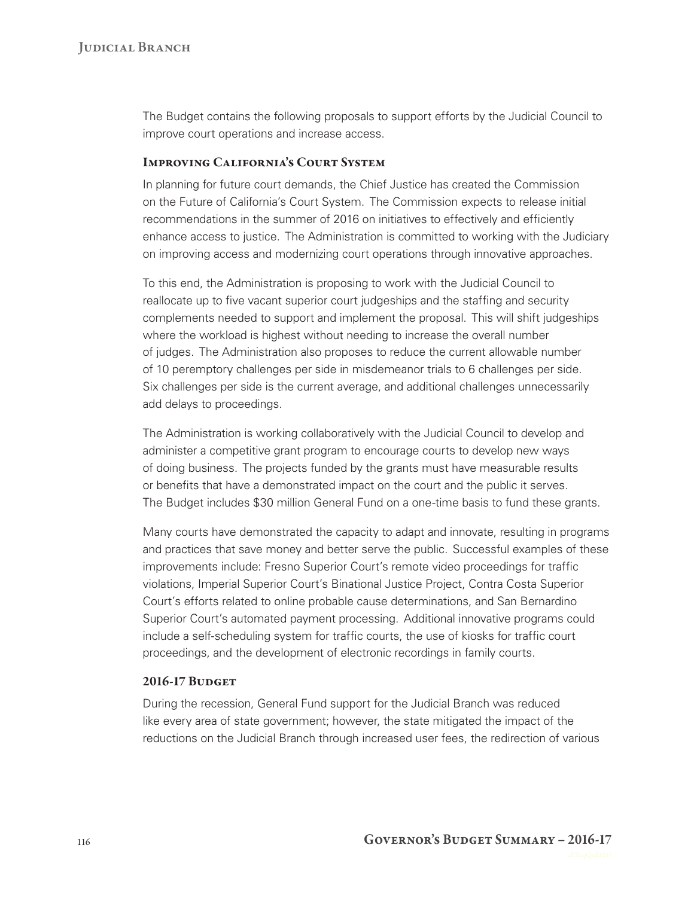The Budget contains the following proposals to support efforts by the Judicial Council to improve court operations and increase access.

### Improving California's Court System

In planning for future court demands, the Chief Justice has created the Commission on the Future of California's Court System. The Commission expects to release initial recommendations in the summer of 2016 on initiatives to effectively and efficiently enhance access to justice. The Administration is committed to working with the Judiciary on improving access and modernizing court operations through innovative approaches.

To this end, the Administration is proposing to work with the Judicial Council to reallocate up to five vacant superior court judgeships and the staffing and security complements needed to support and implement the proposal. This will shift judgeships where the workload is highest without needing to increase the overall number of judges. The Administration also proposes to reduce the current allowable number of 10 peremptory challenges per side in misdemeanor trials to 6 challenges per side. Six challenges per side is the current average, and additional challenges unnecessarily add delays to proceedings.

The Administration is working collaboratively with the Judicial Council to develop and administer a competitive grant program to encourage courts to develop new ways of doing business. The projects funded by the grants must have measurable results or benefits that have a demonstrated impact on the court and the public it serves. The Budget includes $30 million General Fund on a one-time basis to fund these grants.

Many courts have demonstrated the capacity to adapt and innovate, resulting in programs and practices that save money and better serve the public. Successful examples of these improvements include: Fresno Superior Court's remote video proceedings for traffic violations, Imperial Superior Court's Binational Justice Project, Contra Costa Superior Court's efforts related to online probable cause determinations, and San Bernardino Superior Court's automated payment processing. Additional innovative programs could include a self-scheduling system for traffic courts, the use of kiosks for traffic court proceedings, and the development of electronic recordings in family courts.

### 2016-17 Budget

During the recession, General Fund support for the Judicial Branch was reduced like every area of state government; however, the state mitigated the impact of the reductions on the Judicial Branch through increased user fees, the redirection of various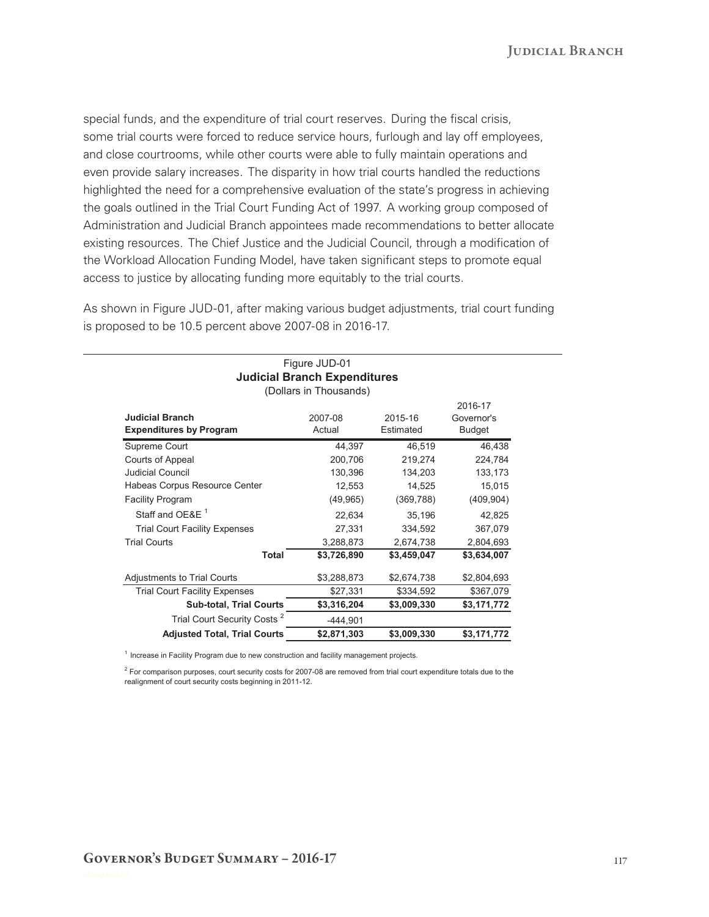special funds, and the expenditure of trial court reserves. During the fiscal crisis, some trial courts were forced to reduce service hours, furlough and lay off employees, and close courtrooms, while other courts were able to fully maintain operations and even provide salary increases. The disparity in how trial courts handled the reductions highlighted the need for a comprehensive evaluation of the state's progress in achieving the goals outlined in the Trial Court Funding Act of 1997. A working group composed of Administration and Judicial Branch appointees made recommendations to better allocate existing resources. The Chief Justice and the Judicial Council, through a modification of the Workload Allocation Funding Model, have taken significant steps to promote equal access to justice by allocating funding more equitably to the trial courts.

As shown in Figure JUD-01, after making various budget adjustments, trial court funding is proposed to be 10.5 percent above 2007-08 in 2016-17.

Figure JUD-01
**Judicial Branch Expenditures**
(Dollars in Thousands)

| **Judicial Branch Expenditures by Program** | 2007-08 Actual | 2015-16 Estimated | 2016-17 Governor's Budget |
|---|---|---|---|
| Supreme Court | 44,397 | 46,519 | 46,438 |
| Courts of Appeal | 200,706 | 219,274 | 224,784 |
| Judicial Council | 130,396 | 134,203 | 133,173 |
| Habeas Corpus Resource Center | 12,553 | 14,525 | 15,015 |
| Facility Program | (49,965) | (369,788) | (409,904) |
| Staff and OE&E [1] | 22,634 | 35,196 | 42,825 |
| Trial Court Facility Expenses | 27,331 | 334,592 | 367,079 |
| Trial Courts | 3,288,873 | 2,674,738 | 2,804,693 |
| **Total** | **$3,726,890** | **$3,459,047** | **$3,634,007** |
| | | | |
| Adjustments to Trial Courts | $3,288,873 | $2,674,738 | $2,804,693 |
| Trial Court Facility Expenses | $27,331 | $334,592 | $367,079 |
| **Sub-total, Trial Courts** | **$3,316,204** | **$3,009,330** | **$3,171,772** |
| Trial Court Security Costs [2] | -444,901 | | |
| **Adjusted Total, Trial Courts** | **$2,871,303** | **$3,009,330** | **$3,171,772** |

[1] Increase in Facility Program due to new construction and facility management projects.

[2] For comparison purposes, court security costs for 2007-08 are removed from trial court expenditure totals due to the realignment of court security costs beginning in 2011-12.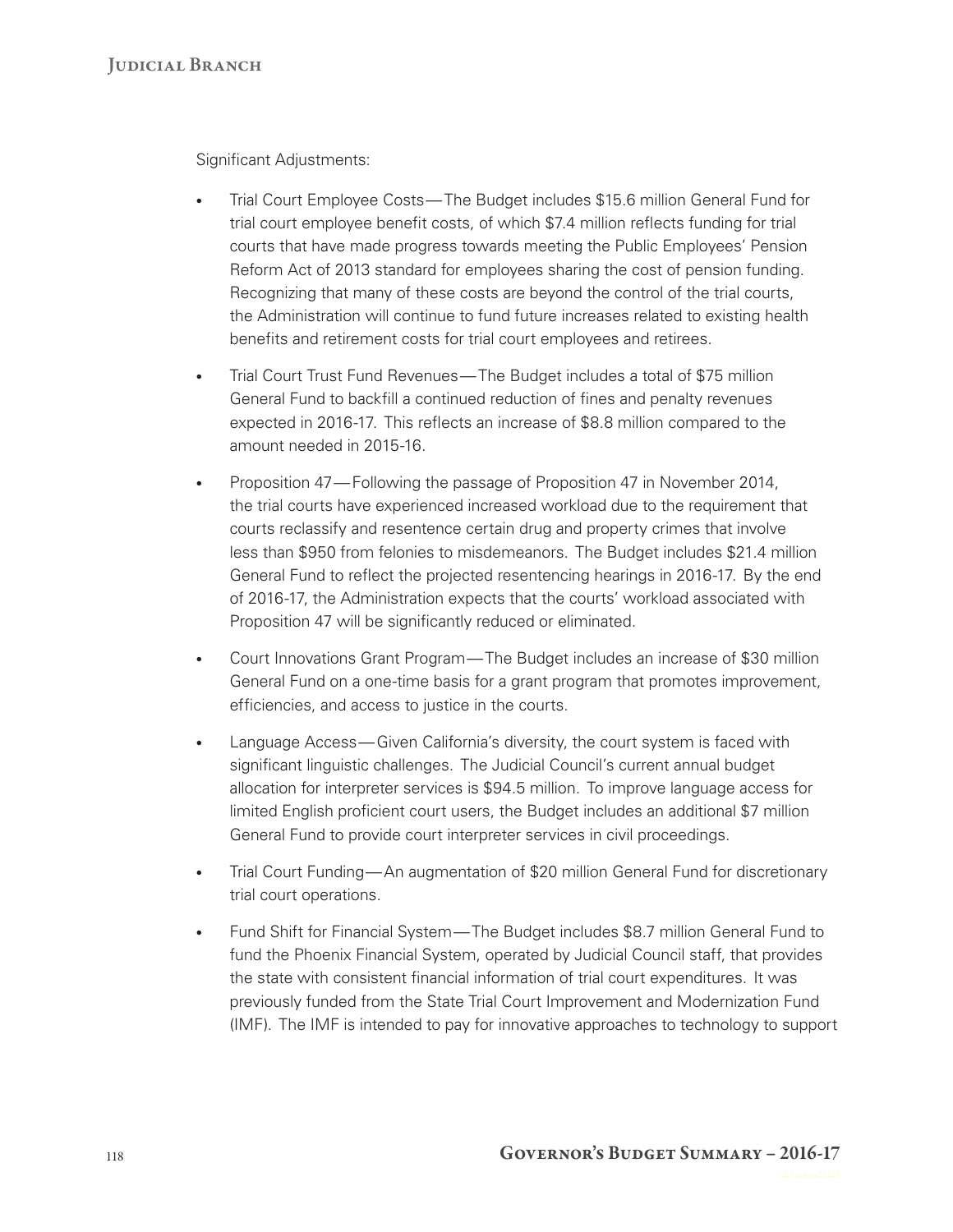Significant Adjustments:

- Trial Court Employee Costs—The Budget includes $15.6 million General Fund for trial court employee benefit costs, of which $7.4 million reflects funding for trial courts that have made progress towards meeting the Public Employees' Pension Reform Act of 2013 standard for employees sharing the cost of pension funding. Recognizing that many of these costs are beyond the control of the trial courts, the Administration will continue to fund future increases related to existing health benefits and retirement costs for trial court employees and retirees.

- Trial Court Trust Fund Revenues—The Budget includes a total of $75 million General Fund to backfill a continued reduction of fines and penalty revenues expected in 2016-17. This reflects an increase of $8.8 million compared to the amount needed in 2015-16.

- Proposition 47—Following the passage of Proposition 47 in November 2014, the trial courts have experienced increased workload due to the requirement that courts reclassify and resentence certain drug and property crimes that involve less than $950 from felonies to misdemeanors. The Budget includes $21.4 million General Fund to reflect the projected resentencing hearings in 2016-17. By the end of 2016-17, the Administration expects that the courts' workload associated with Proposition 47 will be significantly reduced or eliminated.

- Court Innovations Grant Program—The Budget includes an increase of $30 million General Fund on a one-time basis for a grant program that promotes improvement, efficiencies, and access to justice in the courts.

- Language Access—Given California's diversity, the court system is faced with significant linguistic challenges. The Judicial Council's current annual budget allocation for interpreter services is $94.5 million. To improve language access for limited English proficient court users, the Budget includes an additional $7 million General Fund to provide court interpreter services in civil proceedings.

- Trial Court Funding—An augmentation of $20 million General Fund for discretionary trial court operations.

- Fund Shift for Financial System—The Budget includes $8.7 million General Fund to fund the Phoenix Financial System, operated by Judicial Council staff, that provides the state with consistent financial information of trial court expenditures. It was previously funded from the State Trial Court Improvement and Modernization Fund (IMF). The IMF is intended to pay for innovative approaches to technology to support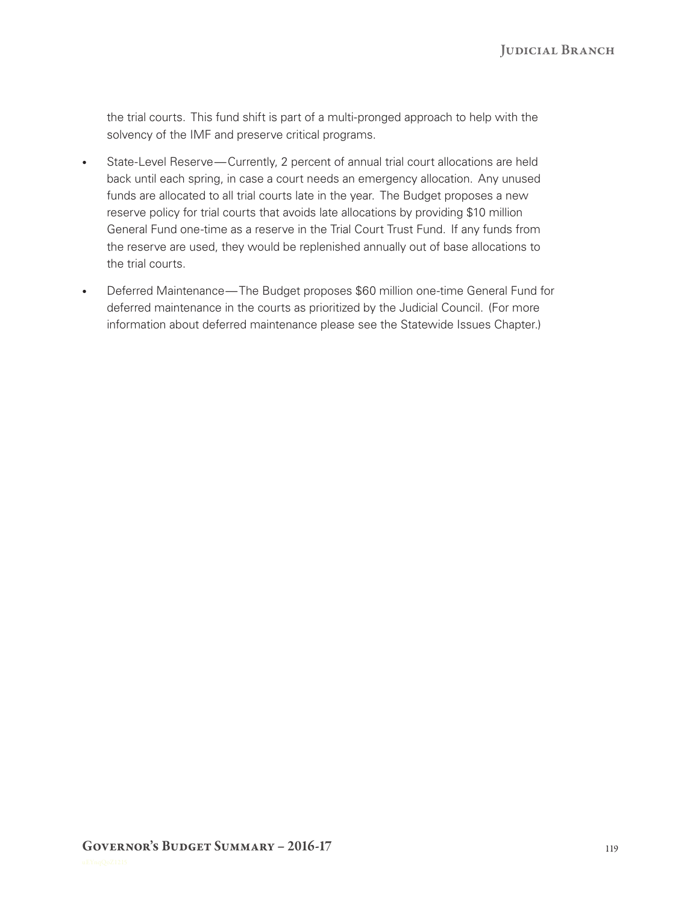the trial courts. This fund shift is part of a multi-pronged approach to help with the solvency of the IMF and preserve critical programs.

- State-Level Reserve — Currently, 2 percent of annual trial court allocations are held back until each spring, in case a court needs an emergency allocation. Any unused funds are allocated to all trial courts late in the year. The Budget proposes a new reserve policy for trial courts that avoids late allocations by providing $10 million General Fund one-time as a reserve in the Trial Court Trust Fund. If any funds from the reserve are used, they would be replenished annually out of base allocations to the trial courts.
- Deferred Maintenance — The Budget proposes $60 million one-time General Fund for deferred maintenance in the courts as prioritized by the Judicial Council. (For more information about deferred maintenance please see the Statewide Issues Chapter.)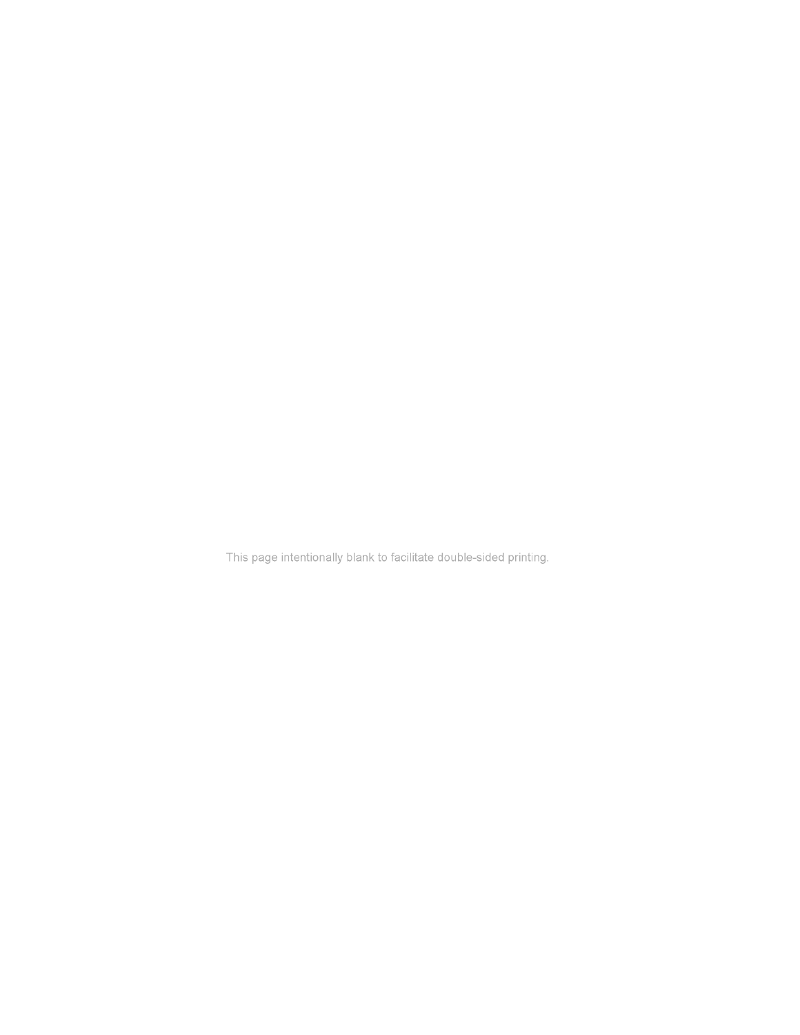This page intentionally blank to facilitate double-sided printing.